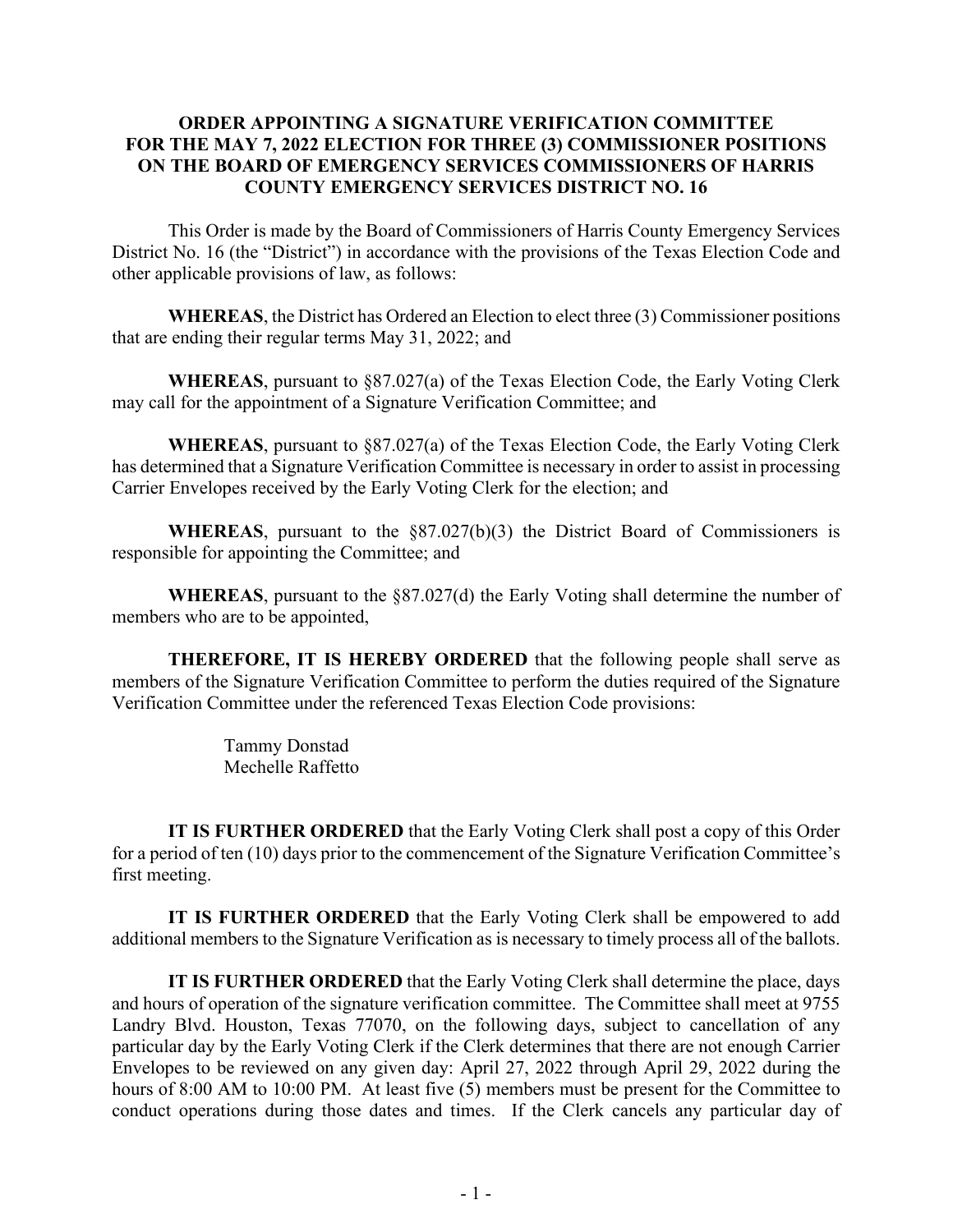**ORDER APPOINTING A SIGNATURE VERIFICATION COMMITTEE FOR THE MAY 7, 2022 ELECTION FOR THREE (3) COMMISSIONER POSITIONS ON THE BOARD OF EMERGENCY SERVICES COMMISSIONERS OF HARRIS COUNTY EMERGENCY SERVICES DISTRICT NO. 16**

This Order is made by the Board of Commissioners of Harris County Emergency Services District No. 16 (the "District") in accordance with the provisions of the Texas Election Code and other applicable provisions of law, as follows:

**WHEREAS**, the District has Ordered an Election to elect three (3) Commissioner positions that are ending their regular terms May 31, 2022; and

**WHEREAS**, pursuant to §87.027(a) of the Texas Election Code, the Early Voting Clerk may call for the appointment of a Signature Verification Committee; and

**WHEREAS**, pursuant to §87.027(a) of the Texas Election Code, the Early Voting Clerk has determined that a Signature Verification Committee is necessary in order to assist in processing Carrier Envelopes received by the Early Voting Clerk for the election; and

**WHEREAS**, pursuant to the §87.027(b)(3) the District Board of Commissioners is responsible for appointing the Committee; and

**WHEREAS**, pursuant to the §87.027(d) the Early Voting shall determine the number of members who are to be appointed,

**THEREFORE, IT IS HEREBY ORDERED** that the following people shall serve as members of the Signature Verification Committee to perform the duties required of the Signature Verification Committee under the referenced Texas Election Code provisions:

Tammy Donstad
Mechelle Raffetto

**IT IS FURTHER ORDERED** that the Early Voting Clerk shall post a copy of this Order for a period of ten (10) days prior to the commencement of the Signature Verification Committee's first meeting.

**IT IS FURTHER ORDERED** that the Early Voting Clerk shall be empowered to add additional members to the Signature Verification as is necessary to timely process all of the ballots.

**IT IS FURTHER ORDERED** that the Early Voting Clerk shall determine the place, days and hours of operation of the signature verification committee. The Committee shall meet at 9755 Landry Blvd. Houston, Texas 77070, on the following days, subject to cancellation of any particular day by the Early Voting Clerk if the Clerk determines that there are not enough Carrier Envelopes to be reviewed on any given day: April 27, 2022 through April 29, 2022 during the hours of 8:00 AM to 10:00 PM. At least five (5) members must be present for the Committee to conduct operations during those dates and times. If the Clerk cancels any particular day of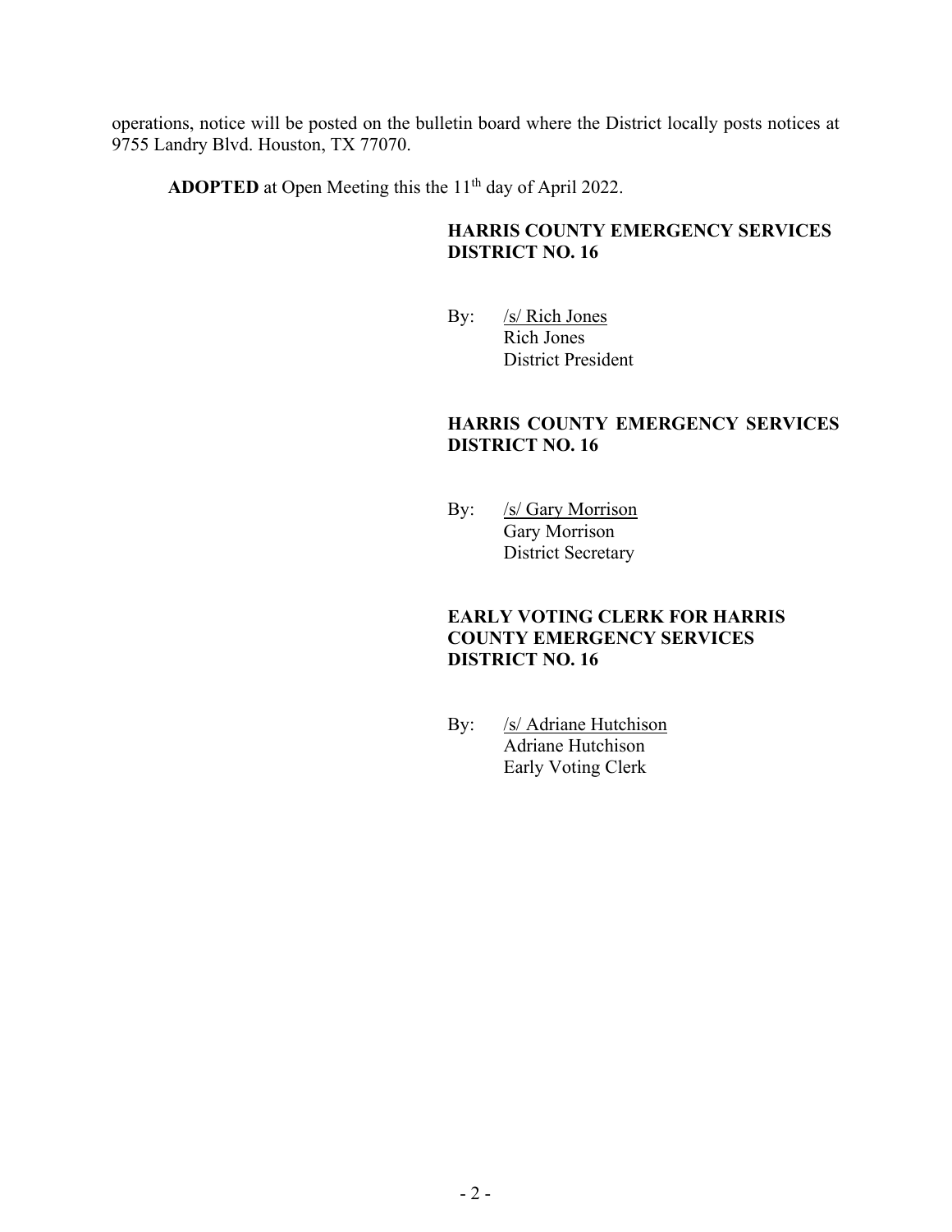operations, notice will be posted on the bulletin board where the District locally posts notices at 9755 Landry Blvd. Houston, TX 77070.

**ADOPTED** at Open Meeting this the 11th day of April 2022.

**HARRIS COUNTY EMERGENCY SERVICES DISTRICT NO. 16**

By: /s/ Rich Jones
Rich Jones
District President

**HARRIS COUNTY EMERGENCY SERVICES DISTRICT NO. 16**

By: /s/ Gary Morrison
Gary Morrison
District Secretary

**EARLY VOTING CLERK FOR HARRIS COUNTY EMERGENCY SERVICES DISTRICT NO. 16**

By: /s/ Adriane Hutchison
Adriane Hutchison
Early Voting Clerk